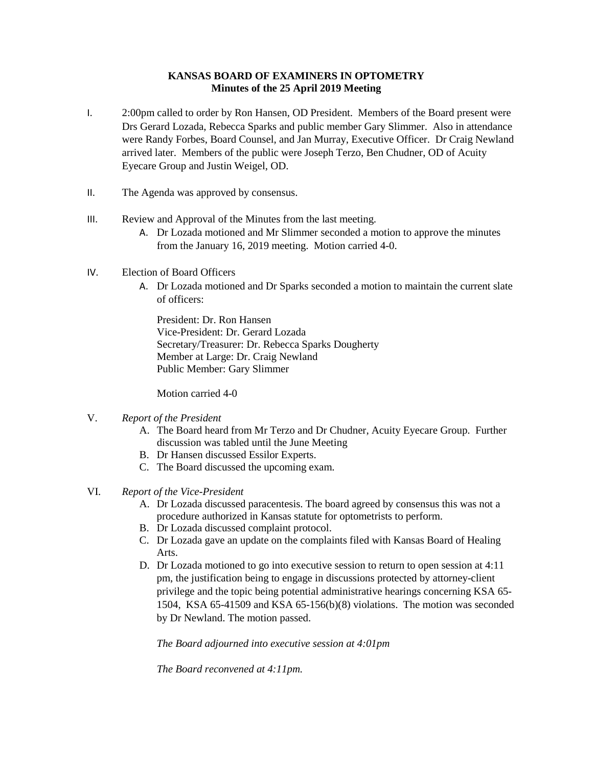**KANSAS BOARD OF EXAMINERS IN OPTOMETRY**
**Minutes of the 25 April 2019 Meeting**

I. 2:00pm called to order by Ron Hansen, OD President. Members of the Board present were Drs Gerard Lozada, Rebecca Sparks and public member Gary Slimmer. Also in attendance were Randy Forbes, Board Counsel, and Jan Murray, Executive Officer. Dr Craig Newland arrived later. Members of the public were Joseph Terzo, Ben Chudner, OD of Acuity Eyecare Group and Justin Weigel, OD.

II. The Agenda was approved by consensus.

III. Review and Approval of the Minutes from the last meeting.
   A. Dr Lozada motioned and Mr Slimmer seconded a motion to approve the minutes from the January 16, 2019 meeting. Motion carried 4-0.

IV. Election of Board Officers
   A. Dr Lozada motioned and Dr Sparks seconded a motion to maintain the current slate of officers:

      President: Dr. Ron Hansen
      Vice-President: Dr. Gerard Lozada
      Secretary/Treasurer: Dr. Rebecca Sparks Dougherty
      Member at Large: Dr. Craig Newland
      Public Member: Gary Slimmer

      Motion carried 4-0

V. *Report of the President*
   A. The Board heard from Mr Terzo and Dr Chudner, Acuity Eyecare Group. Further discussion was tabled until the June Meeting
   B. Dr Hansen discussed Essilor Experts.
   C. The Board discussed the upcoming exam.

VI. *Report of the Vice-President*
   A. Dr Lozada discussed paracentesis. The board agreed by consensus this was not a procedure authorized in Kansas statute for optometrists to perform.
   B. Dr Lozada discussed complaint protocol.
   C. Dr Lozada gave an update on the complaints filed with Kansas Board of Healing Arts.
   D. Dr Lozada motioned to go into executive session to return to open session at 4:11 pm, the justification being to engage in discussions protected by attorney-client privilege and the topic being potential administrative hearings concerning KSA 65-1504, KSA 65-41509 and KSA 65-156(b)(8) violations. The motion was seconded by Dr Newland. The motion passed.

      *The Board adjourned into executive session at 4:01pm*

      *The Board reconvened at 4:11pm.*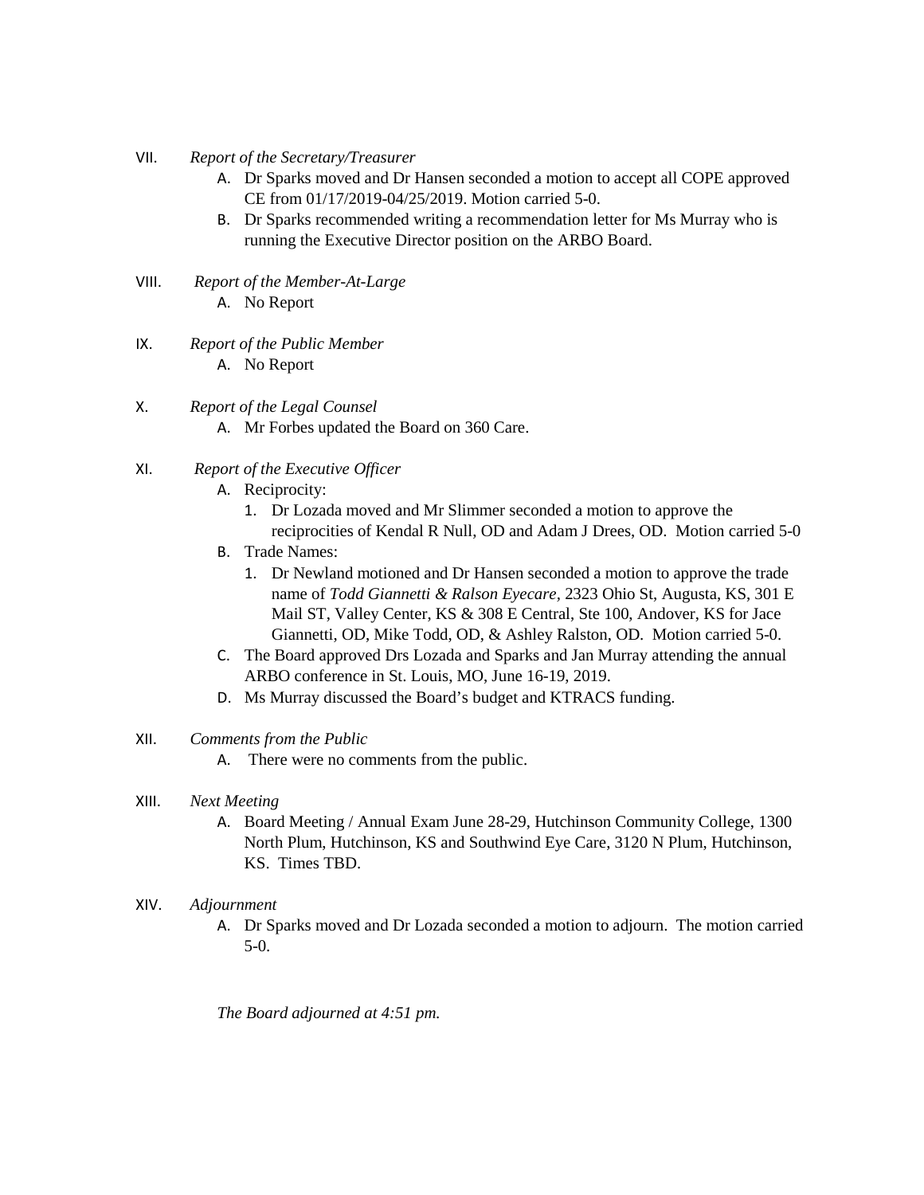VII. *Report of the Secretary/Treasurer*

A. Dr Sparks moved and Dr Hansen seconded a motion to accept all COPE approved CE from 01/17/2019-04/25/2019. Motion carried 5-0.

B. Dr Sparks recommended writing a recommendation letter for Ms Murray who is running the Executive Director position on the ARBO Board.

VIII. *Report of the Member-At-Large*

A. No Report

IX. *Report of the Public Member*

A. No Report

X. *Report of the Legal Counsel*

A. Mr Forbes updated the Board on 360 Care.

XI. *Report of the Executive Officer*

A. Reciprocity:
   1. Dr Lozada moved and Mr Slimmer seconded a motion to approve the reciprocities of Kendal R Null, OD and Adam J Drees, OD. Motion carried 5-0

B. Trade Names:
   1. Dr Newland motioned and Dr Hansen seconded a motion to approve the trade name of *Todd Giannetti & Ralson Eyecare*, 2323 Ohio St, Augusta, KS, 301 E Mail ST, Valley Center, KS & 308 E Central, Ste 100, Andover, KS for Jace Giannetti, OD, Mike Todd, OD, & Ashley Ralston, OD. Motion carried 5-0.

C. The Board approved Drs Lozada and Sparks and Jan Murray attending the annual ARBO conference in St. Louis, MO, June 16-19, 2019.

D. Ms Murray discussed the Board's budget and KTRACS funding.

XII. *Comments from the Public*

A. There were no comments from the public.

XIII. *Next Meeting*

A. Board Meeting / Annual Exam June 28-29, Hutchinson Community College, 1300 North Plum, Hutchinson, KS and Southwind Eye Care, 3120 N Plum, Hutchinson, KS. Times TBD.

XIV. *Adjournment*

A. Dr Sparks moved and Dr Lozada seconded a motion to adjourn. The motion carried 5-0.

*The Board adjourned at 4:51 pm.*